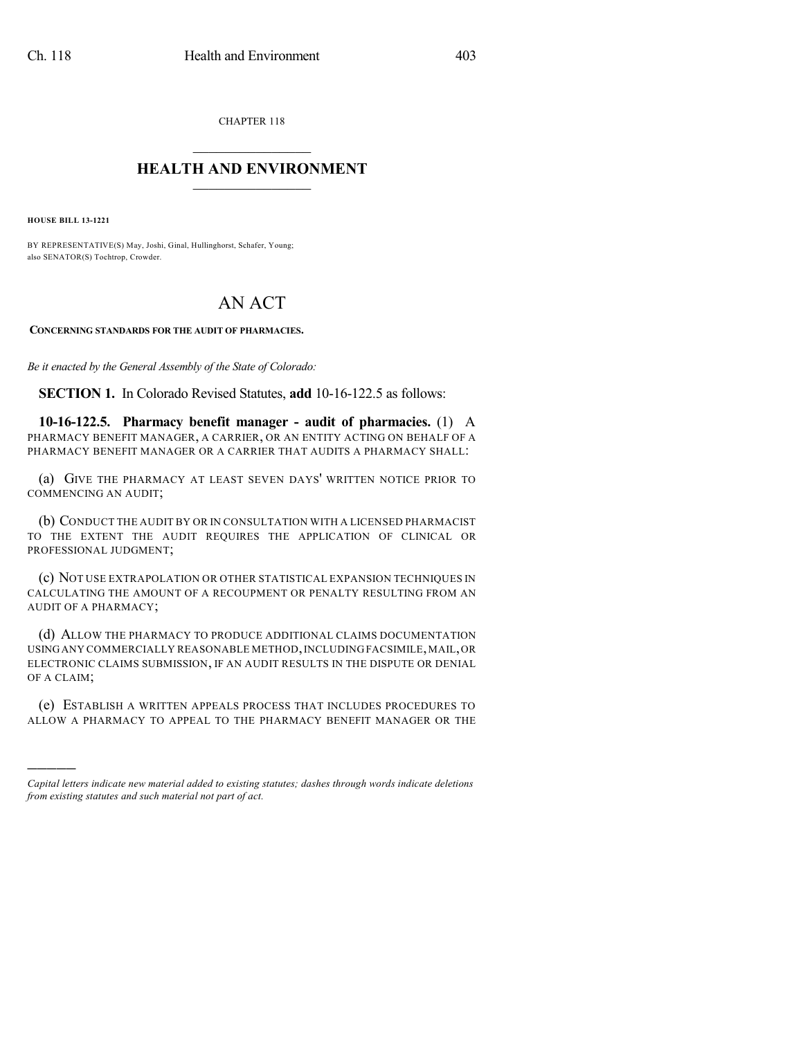CHAPTER 118

# HEALTH AND ENVIRONMENT

**HOUSE BILL 13-1221**

BY REPRESENTATIVE(S) May, Joshi, Ginal, Hullinghorst, Schafer, Young; also SENATOR(S) Tochtrop, Crowder.

# AN ACT

**CONCERNING STANDARDS FOR THE AUDIT OF PHARMACIES.**

*Be it enacted by the General Assembly of the State of Colorado:*

**SECTION 1.** In Colorado Revised Statutes, **add** 10-16-122.5 as follows:

**10-16-122.5. Pharmacy benefit manager - audit of pharmacies.** (1) A PHARMACY BENEFIT MANAGER, A CARRIER, OR AN ENTITY ACTING ON BEHALF OF A PHARMACY BENEFIT MANAGER OR A CARRIER THAT AUDITS A PHARMACY SHALL:

(a) GIVE THE PHARMACY AT LEAST SEVEN DAYS' WRITTEN NOTICE PRIOR TO COMMENCING AN AUDIT;

(b) CONDUCT THE AUDIT BY OR IN CONSULTATION WITH A LICENSED PHARMACIST TO THE EXTENT THE AUDIT REQUIRES THE APPLICATION OF CLINICAL OR PROFESSIONAL JUDGMENT;

(c) NOT USE EXTRAPOLATION OR OTHER STATISTICAL EXPANSION TECHNIQUES IN CALCULATING THE AMOUNT OF A RECOUPMENT OR PENALTY RESULTING FROM AN AUDIT OF A PHARMACY;

(d) ALLOW THE PHARMACY TO PRODUCE ADDITIONAL CLAIMS DOCUMENTATION USING ANY COMMERCIALLY REASONABLE METHOD, INCLUDING FACSIMILE, MAIL, OR ELECTRONIC CLAIMS SUBMISSION, IF AN AUDIT RESULTS IN THE DISPUTE OR DENIAL OF A CLAIM;

(e) ESTABLISH A WRITTEN APPEALS PROCESS THAT INCLUDES PROCEDURES TO ALLOW A PHARMACY TO APPEAL TO THE PHARMACY BENEFIT MANAGER OR THE

---

*Capital letters indicate new material added to existing statutes; dashes through words indicate deletions from existing statutes and such material not part of act.*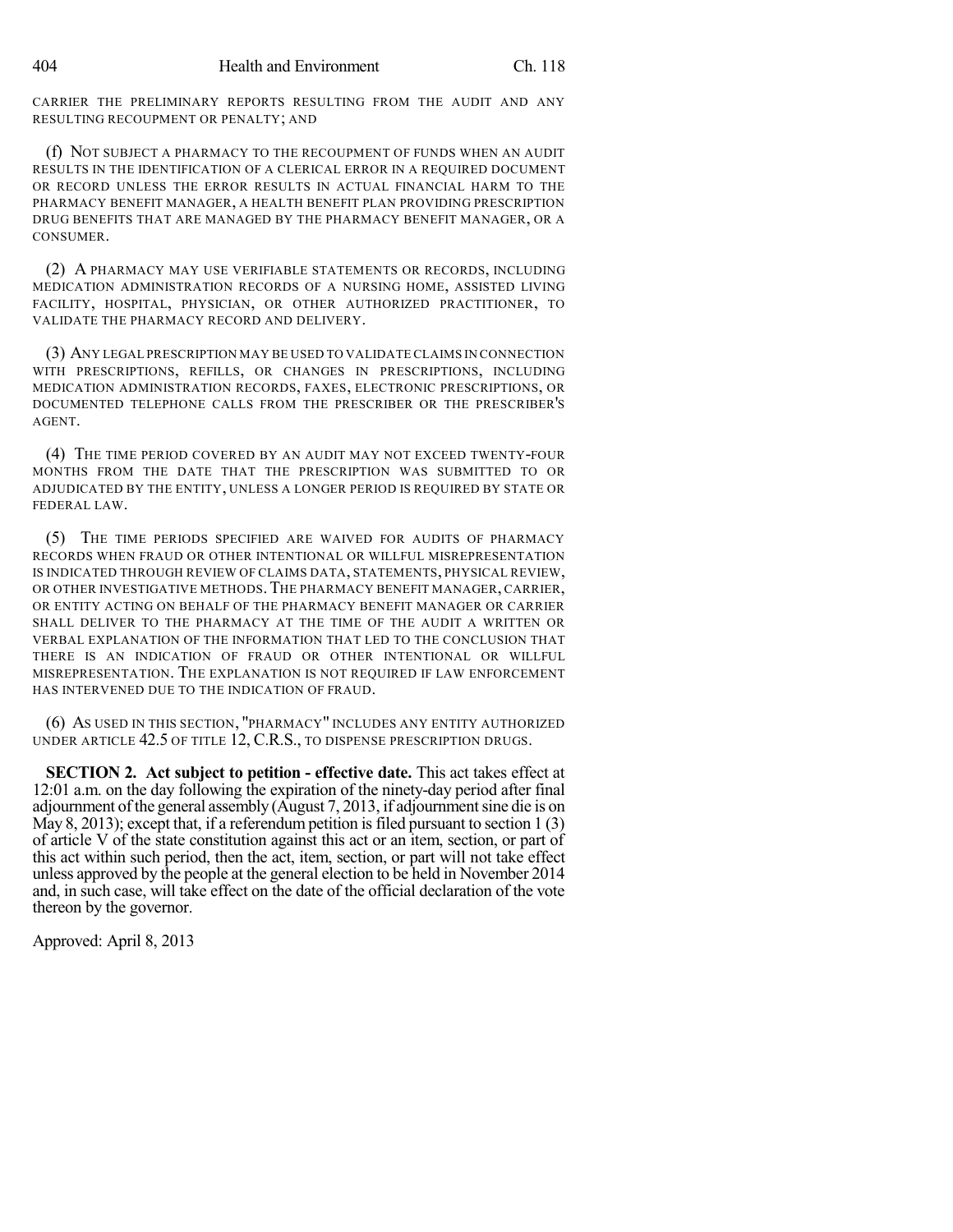CARRIER THE PRELIMINARY REPORTS RESULTING FROM THE AUDIT AND ANY RESULTING RECOUPMENT OR PENALTY; AND

(f) NOT SUBJECT A PHARMACY TO THE RECOUPMENT OF FUNDS WHEN AN AUDIT RESULTS IN THE IDENTIFICATION OF A CLERICAL ERROR IN A REQUIRED DOCUMENT OR RECORD UNLESS THE ERROR RESULTS IN ACTUAL FINANCIAL HARM TO THE PHARMACY BENEFIT MANAGER, A HEALTH BENEFIT PLAN PROVIDING PRESCRIPTION DRUG BENEFITS THAT ARE MANAGED BY THE PHARMACY BENEFIT MANAGER, OR A CONSUMER.

(2) A PHARMACY MAY USE VERIFIABLE STATEMENTS OR RECORDS, INCLUDING MEDICATION ADMINISTRATION RECORDS OF A NURSING HOME, ASSISTED LIVING FACILITY, HOSPITAL, PHYSICIAN, OR OTHER AUTHORIZED PRACTITIONER, TO VALIDATE THE PHARMACY RECORD AND DELIVERY.

(3) ANY LEGAL PRESCRIPTION MAY BE USED TO VALIDATE CLAIMS IN CONNECTION WITH PRESCRIPTIONS, REFILLS, OR CHANGES IN PRESCRIPTIONS, INCLUDING MEDICATION ADMINISTRATION RECORDS, FAXES, ELECTRONIC PRESCRIPTIONS, OR DOCUMENTED TELEPHONE CALLS FROM THE PRESCRIBER OR THE PRESCRIBER'S AGENT.

(4) THE TIME PERIOD COVERED BY AN AUDIT MAY NOT EXCEED TWENTY-FOUR MONTHS FROM THE DATE THAT THE PRESCRIPTION WAS SUBMITTED TO OR ADJUDICATED BY THE ENTITY, UNLESS A LONGER PERIOD IS REQUIRED BY STATE OR FEDERAL LAW.

(5) THE TIME PERIODS SPECIFIED ARE WAIVED FOR AUDITS OF PHARMACY RECORDS WHEN FRAUD OR OTHER INTENTIONAL OR WILLFUL MISREPRESENTATION IS INDICATED THROUGH REVIEW OF CLAIMS DATA, STATEMENTS, PHYSICAL REVIEW, OR OTHER INVESTIGATIVE METHODS. THE PHARMACY BENEFIT MANAGER, CARRIER, OR ENTITY ACTING ON BEHALF OF THE PHARMACY BENEFIT MANAGER OR CARRIER SHALL DELIVER TO THE PHARMACY AT THE TIME OF THE AUDIT A WRITTEN OR VERBAL EXPLANATION OF THE INFORMATION THAT LED TO THE CONCLUSION THAT THERE IS AN INDICATION OF FRAUD OR OTHER INTENTIONAL OR WILLFUL MISREPRESENTATION. THE EXPLANATION IS NOT REQUIRED IF LAW ENFORCEMENT HAS INTERVENED DUE TO THE INDICATION OF FRAUD.

(6) AS USED IN THIS SECTION, "PHARMACY" INCLUDES ANY ENTITY AUTHORIZED UNDER ARTICLE 42.5 OF TITLE 12, C.R.S., TO DISPENSE PRESCRIPTION DRUGS.

**SECTION 2. Act subject to petition - effective date.** This act takes effect at 12:01 a.m. on the day following the expiration of the ninety-day period after final adjournment of the general assembly (August 7, 2013, if adjournment sine die is on May 8, 2013); except that, if a referendum petition is filed pursuant to section 1 (3) of article V of the state constitution against this act or an item, section, or part of this act within such period, then the act, item, section, or part will not take effect unless approved by the people at the general election to be held in November 2014 and, in such case, will take effect on the date of the official declaration of the vote thereon by the governor.

Approved: April 8, 2013